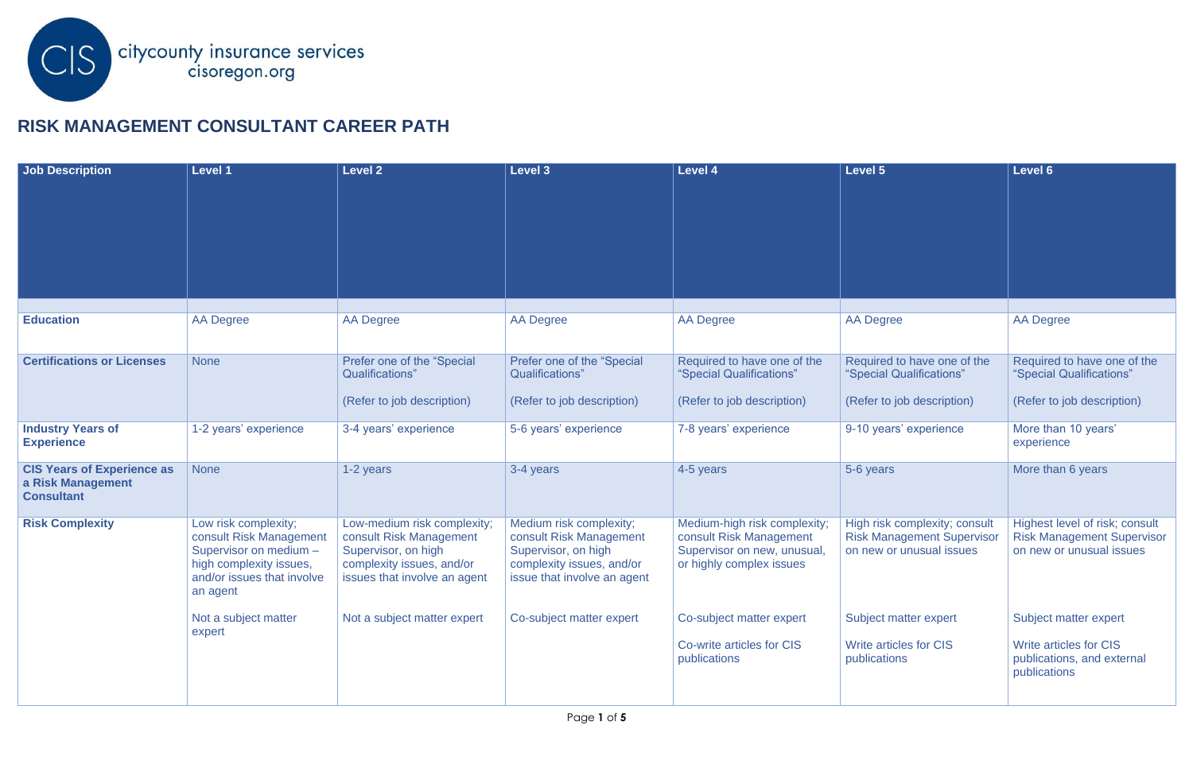citycounty insurance services
cisoregon.org

## RISK MANAGEMENT CONSULTANT CAREER PATH

| Job Description | Level 1 | Level 2 | Level 3 | Level 4 | Level 5 | Level 6 |
|---|---|---|---|---|---|---|
| | | | | | | |
| **Education** | AA Degree | AA Degree | AA Degree | AA Degree | AA Degree | AA Degree |
| **Certifications or Licenses** | None | Prefer one of the "Special Qualifications"<br><br>(Refer to job description) | Prefer one of the "Special Qualifications"<br><br>(Refer to job description) | Required to have one of the "Special Qualifications"<br><br>(Refer to job description) | Required to have one of the "Special Qualifications"<br><br>(Refer to job description) | Required to have one of the "Special Qualifications"<br><br>(Refer to job description) |
| **Industry Years of Experience** | 1-2 years' experience | 3-4 years' experience | 5-6 years' experience | 7-8 years' experience | 9-10 years' experience | More than 10 years' experience |
| **CIS Years of Experience as a Risk Management Consultant** | None | 1-2 years | 3-4 years | 4-5 years | 5-6 years | More than 6 years |
| **Risk Complexity** | Low risk complexity; consult Risk Management Supervisor on medium – high complexity issues, and/or issues that involve an agent<br><br>Not a subject matter expert | Low-medium risk complexity; consult Risk Management Supervisor, on high complexity issues, and/or issues that involve an agent<br><br>Not a subject matter expert | Medium risk complexity; consult Risk Management Supervisor, on high complexity issues, and/or issue that involve an agent<br><br>Co-subject matter expert | Medium-high risk complexity; consult Risk Management Supervisor on new, unusual, or highly complex issues<br><br>Co-subject matter expert<br><br>Co-write articles for CIS publications | High risk complexity; consult Risk Management Supervisor on new or unusual issues<br><br>Subject matter expert<br><br>Write articles for CIS publications | Highest level of risk; consult Risk Management Supervisor on new or unusual issues<br><br>Subject matter expert<br><br>Write articles for CIS publications, and external publications |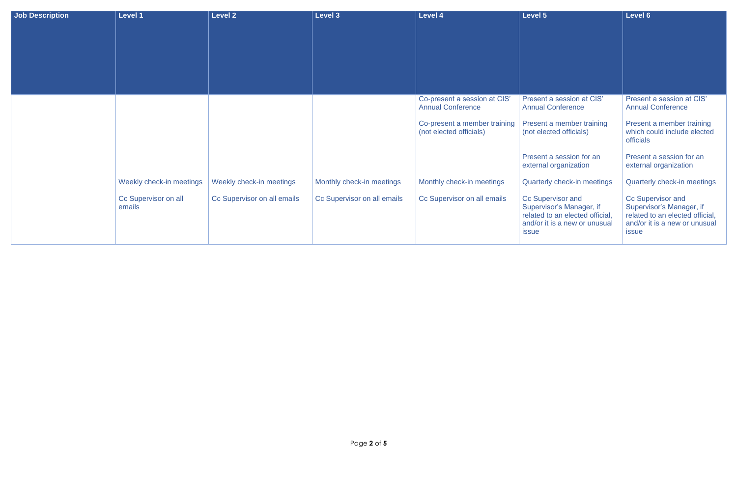| Job Description | Level 1 | Level 2 | Level 3 | Level 4 | Level 5 | Level 6 |
|---|---|---|---|---|---|---|
| | | | | Co-present a session at CIS' Annual Conference | Present a session at CIS' Annual Conference | Present a session at CIS' Annual Conference |
| | | | | Co-present a member training (not elected officials) | Present a member training (not elected officials) | Present a member training which could include elected officials |
| | | | | | Present a session for an external organization | Present a session for an external organization |
| | Weekly check-in meetings | Weekly check-in meetings | Monthly check-in meetings | Monthly check-in meetings | Quarterly check-in meetings | Quarterly check-in meetings |
| | Cc Supervisor on all emails | Cc Supervisor on all emails | Cc Supervisor on all emails | Cc Supervisor on all emails | Cc Supervisor and Supervisor's Manager, if related to an elected official, and/or it is a new or unusual issue | Cc Supervisor and Supervisor's Manager, if related to an elected official, and/or it is a new or unusual issue |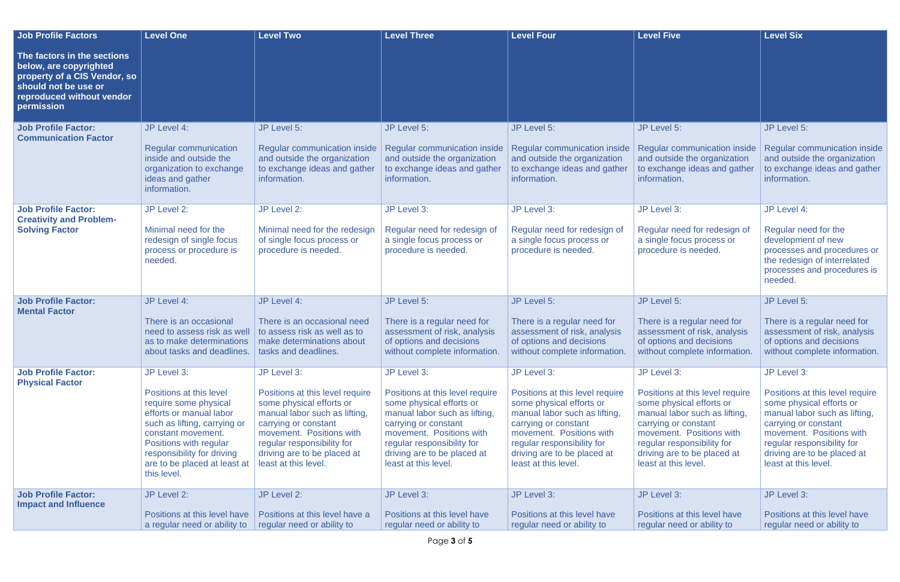| Job Profile Factors<br><br>The factors in the sections below, are copyrighted property of a CIS Vendor, so should not be use or reproduced without vendor permission | Level One | Level Two | Level Three | Level Four | Level Five | Level Six |
|---|---|---|---|---|---|---|
| **Job Profile Factor: Communication Factor** | JP Level 4:<br><br>Regular communication inside and outside the organization to exchange ideas and gather information. | JP Level 5:<br><br>Regular communication inside and outside the organization to exchange ideas and gather information. | JP Level 5:<br><br>Regular communication inside and outside the organization to exchange ideas and gather information. | JP Level 5:<br><br>Regular communication inside and outside the organization to exchange ideas and gather information. | JP Level 5:<br><br>Regular communication inside and outside the organization to exchange ideas and gather information. | JP Level 5:<br><br>Regular communication inside and outside the organization to exchange ideas and gather information. |
| **Job Profile Factor: Creativity and Problem-Solving Factor** | JP Level 2:<br><br>Minimal need for the redesign of single focus process or procedure is needed. | JP Level 2:<br><br>Minimal need for the redesign of single focus process or procedure is needed. | JP Level 3:<br><br>Regular need for redesign of a single focus process or procedure is needed. | JP Level 3:<br><br>Regular need for redesign of a single focus process or procedure is needed. | JP Level 3:<br><br>Regular need for redesign of a single focus process or procedure is needed. | JP Level 4:<br><br>Regular need for the development of new processes and procedures or the redesign of interrelated processes and procedures is needed. |
| **Job Profile Factor: Mental Factor** | JP Level 4:<br><br>There is an occasional need to assess risk as well as to make determinations about tasks and deadlines. | JP Level 4:<br><br>There is an occasional need to assess risk as well as to make determinations about tasks and deadlines. | JP Level 5:<br><br>There is a regular need for assessment of risk, analysis of options and decisions without complete information. | JP Level 5:<br><br>There is a regular need for assessment of risk, analysis of options and decisions without complete information. | JP Level 5:<br><br>There is a regular need for assessment of risk, analysis of options and decisions without complete information. | JP Level 5:<br><br>There is a regular need for assessment of risk, analysis of options and decisions without complete information. |
| **Job Profile Factor: Physical Factor** | JP Level 3:<br><br>Positions at this level require some physical efforts or manual labor such as lifting, carrying or constant movement. Positions with regular responsibility for driving are to be placed at least at this level. | JP Level 3:<br><br>Positions at this level require some physical efforts or manual labor such as lifting, carrying or constant movement. Positions with regular responsibility for driving are to be placed at least at this level. | JP Level 3:<br><br>Positions at this level require some physical efforts or manual labor such as lifting, carrying or constant movement. Positions with regular responsibility for driving are to be placed at least at this level. | JP Level 3:<br><br>Positions at this level require some physical efforts or manual labor such as lifting, carrying or constant movement. Positions with regular responsibility for driving are to be placed at least at this level. | JP Level 3:<br><br>Positions at this level require some physical efforts or manual labor such as lifting, carrying or constant movement. Positions with regular responsibility for driving are to be placed at least at this level. | JP Level 3:<br><br>Positions at this level require some physical efforts or manual labor such as lifting, carrying or constant movement. Positions with regular responsibility for driving are to be placed at least at this level. |
| **Job Profile Factor: Impact and Influence** | JP Level 2:<br><br>Positions at this level have a regular need or ability to | JP Level 2:<br><br>Positions at this level have a regular need or ability to | JP Level 3:<br><br>Positions at this level have regular need or ability to | JP Level 3:<br><br>Positions at this level have regular need or ability to | JP Level 3:<br><br>Positions at this level have regular need or ability to | JP Level 3:<br><br>Positions at this level have regular need or ability to |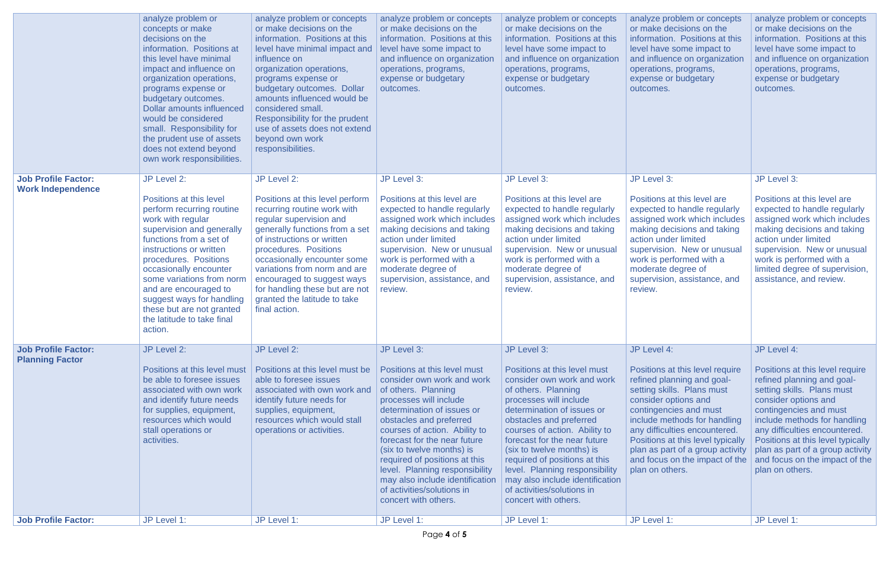| | | | | | | |
|---|---|---|---|---|---|---|
| | analyze problem or concepts or make decisions on the information. Positions at this level have minimal impact and influence on organization operations, programs expense or budgetary outcomes. Dollar amounts influenced would be considered small. Responsibility for the prudent use of assets does not extend beyond own work responsibilities. | analyze problem or concepts or make decisions on the information. Positions at this level have minimal impact and influence on organization operations, programs expense or budgetary outcomes. Dollar amounts influenced would be considered small. Responsibility for the prudent use of assets does not extend beyond own work responsibilities. | analyze problem or concepts or make decisions on the information. Positions at this level have some impact to and influence on organization operations, programs, expense or budgetary outcomes. | analyze problem or concepts or make decisions on the information. Positions at this level have some impact to and influence on organization operations, programs, expense or budgetary outcomes. | analyze problem or concepts or make decisions on the information. Positions at this level have some impact to and influence on organization operations, programs, expense or budgetary outcomes. | analyze problem or concepts or make decisions on the information. Positions at this level have some impact to and influence on organization operations, programs, expense or budgetary outcomes. |
| **Job Profile Factor: Work Independence** | JP Level 2:<br><br>Positions at this level perform recurring routine work with regular supervision and generally functions from a set of instructions or written procedures. Positions occasionally encounter some variations from norm and are encouraged to suggest ways for handling these but are not granted the latitude to take final action. | JP Level 2:<br><br>Positions at this level perform recurring routine work with regular supervision and generally functions from a set of instructions or written procedures. Positions occasionally encounter some variations from norm and are encouraged to suggest ways for handling these but are not granted the latitude to take final action. | JP Level 3:<br><br>Positions at this level are expected to handle regularly assigned work which includes making decisions and taking action under limited supervision. New or unusual work is performed with a moderate degree of supervision, assistance, and review. | JP Level 3:<br><br>Positions at this level are expected to handle regularly assigned work which includes making decisions and taking action under limited supervision. New or unusual work is performed with a moderate degree of supervision, assistance, and review. | JP Level 3:<br><br>Positions at this level are expected to handle regularly assigned work which includes making decisions and taking action under limited supervision. New or unusual work is performed with a moderate degree of supervision, assistance, and review. | JP Level 3:<br><br>Positions at this level are expected to handle regularly assigned work which includes making decisions and taking action under limited supervision. New or unusual work is performed with a limited degree of supervision, assistance, and review. |
| **Job Profile Factor: Planning Factor** | JP Level 2:<br><br>Positions at this level must be able to foresee issues associated with own work and identify future needs for supplies, equipment, resources which would stall operations or activities. | JP Level 2:<br><br>Positions at this level must be able to foresee issues associated with own work and identify future needs for supplies, equipment, resources which would stall operations or activities. | JP Level 3:<br><br>Positions at this level must consider own work and work of others. Planning processes will include determination of issues or obstacles and preferred courses of action. Ability to forecast for the near future (six to twelve months) is required of positions at this level. Planning responsibility may also include identification of activities/solutions in concert with others. | JP Level 3:<br><br>Positions at this level must consider own work and work of others. Planning processes will include determination of issues or obstacles and preferred courses of action. Ability to forecast for the near future (six to twelve months) is required of positions at this level. Planning responsibility may also include identification of activities/solutions in concert with others. | JP Level 4:<br><br>Positions at this level require refined planning and goal-setting skills. Plans must consider options and contingencies and must include methods for handling any difficulties encountered. Positions at this level typically plan as part of a group activity and focus on the impact of the plan on others. | JP Level 4:<br><br>Positions at this level require refined planning and goal-setting skills. Plans must consider options and contingencies and must include methods for handling any difficulties encountered. Positions at this level typically plan as part of a group activity and focus on the impact of the plan on others. |
| **Job Profile Factor:** | JP Level 1: | JP Level 1: | JP Level 1: | JP Level 1: | JP Level 1: | JP Level 1: |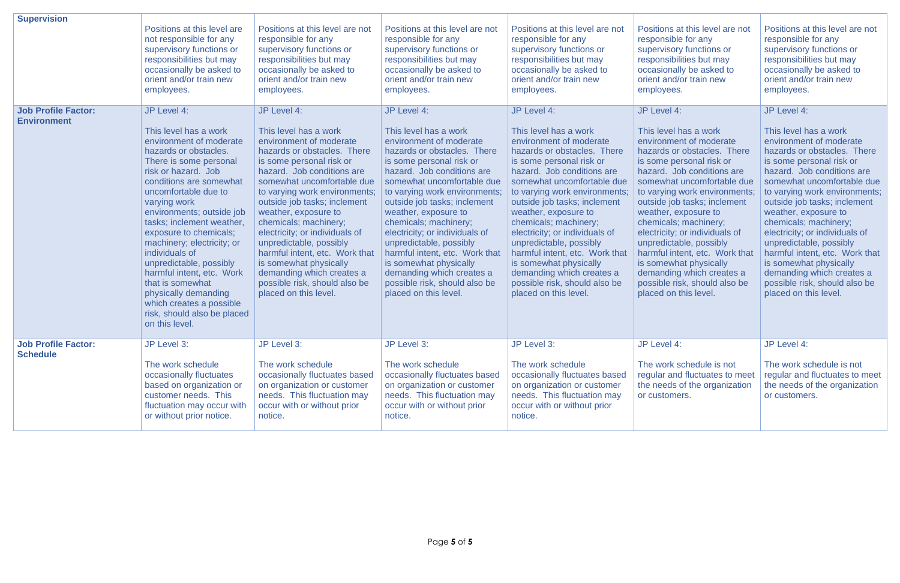| | | | | | | |
|---|---|---|---|---|---|---|
| **Supervision** | Positions at this level are not responsible for any supervisory functions or responsibilities but may occasionally be asked to orient and/or train new employees. | Positions at this level are not responsible for any supervisory functions or responsibilities but may occasionally be asked to orient and/or train new employees. | Positions at this level are not responsible for any supervisory functions or responsibilities but may occasionally be asked to orient and/or train new employees. | Positions at this level are not responsible for any supervisory functions or responsibilities but may occasionally be asked to orient and/or train new employees. | Positions at this level are not responsible for any supervisory functions or responsibilities but may occasionally be asked to orient and/or train new employees. | Positions at this level are not responsible for any supervisory functions or responsibilities but may occasionally be asked to orient and/or train new employees. |
| **Job Profile Factor: Environment** | JP Level 4:<br><br>This level has a work environment of moderate hazards or obstacles. There is some personal risk or hazard. Job conditions are somewhat uncomfortable due to varying work environments; outside job tasks; inclement weather, exposure to chemicals; machinery; electricity; or individuals of unpredictable, possibly harmful intent, etc. Work that is somewhat physically demanding which creates a possible risk, should also be placed on this level. | JP Level 4:<br><br>This level has a work environment of moderate hazards or obstacles. There is some personal risk or hazard. Job conditions are somewhat uncomfortable due to varying work environments; outside job tasks; inclement weather, exposure to chemicals; machinery; electricity; or individuals of unpredictable, possibly harmful intent, etc. Work that is somewhat physically demanding which creates a possible risk, should also be placed on this level. | JP Level 4:<br><br>This level has a work environment of moderate hazards or obstacles. There is some personal risk or hazard. Job conditions are somewhat uncomfortable due to varying work environments; outside job tasks; inclement weather, exposure to chemicals; machinery; electricity; or individuals of unpredictable, possibly harmful intent, etc. Work that is somewhat physically demanding which creates a possible risk, should also be placed on this level. | JP Level 4:<br><br>This level has a work environment of moderate hazards or obstacles. There is some personal risk or hazard. Job conditions are somewhat uncomfortable due to varying work environments; outside job tasks; inclement weather, exposure to chemicals; machinery; electricity; or individuals of unpredictable, possibly harmful intent, etc. Work that is somewhat physically demanding which creates a possible risk, should also be placed on this level. | JP Level 4:<br><br>This level has a work environment of moderate hazards or obstacles. There is some personal risk or hazard. Job conditions are somewhat uncomfortable due to varying work environments; outside job tasks; inclement weather, exposure to chemicals; machinery; electricity; or individuals of unpredictable, possibly harmful intent, etc. Work that is somewhat physically demanding which creates a possible risk, should also be placed on this level. | JP Level 4:<br><br>This level has a work environment of moderate hazards or obstacles. There is some personal risk or hazard. Job conditions are somewhat uncomfortable due to varying work environments; outside job tasks; inclement weather, exposure to chemicals; machinery; electricity; or individuals of unpredictable, possibly harmful intent, etc. Work that is somewhat physically demanding which creates a possible risk, should also be placed on this level. |
| **Job Profile Factor: Schedule** | JP Level 3:<br><br>The work schedule occasionally fluctuates based on organization or customer needs. This fluctuation may occur with or without prior notice. | JP Level 3:<br><br>The work schedule occasionally fluctuates based on organization or customer needs. This fluctuation may occur with or without prior notice. | JP Level 3:<br><br>The work schedule occasionally fluctuates based on organization or customer needs. This fluctuation may occur with or without prior notice. | JP Level 3:<br><br>The work schedule occasionally fluctuates based on organization or customer needs. This fluctuation may occur with or without prior notice. | JP Level 4:<br><br>The work schedule is not regular and fluctuates to meet the needs of the organization or customers. | JP Level 4:<br><br>The work schedule is not regular and fluctuates to meet the needs of the organization or customers. |